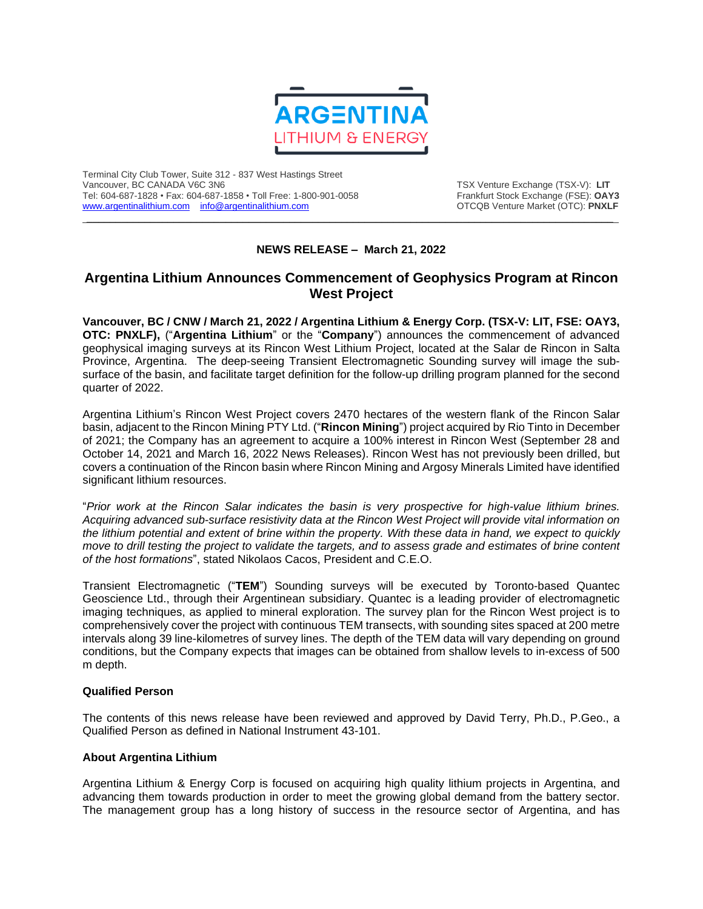ARGENTINA LITHIUM & ENERGY

Terminal City Club Tower, Suite 312 - 837 West Hastings Street
Vancouver, BC CANADA V6C 3N6
Tel: 604-687-1828 • Fax: 604-687-1858 • Toll Free: 1-800-901-0058
www.argentinalithium.com info@argentinalithium.com

TSX Venture Exchange (TSX-V): **LIT**
Frankfurt Stock Exchange (FSE): **OAY3**
OTCQB Venture Market (OTC): **PNXLF**

**NEWS RELEASE – March 21, 2022**

# Argentina Lithium Announces Commencement of Geophysics Program at Rincon West Project

**Vancouver, BC / CNW / March 21, 2022 / Argentina Lithium & Energy Corp. (TSX-V: LIT, FSE: OAY3, OTC: PNXLF),** ("**Argentina Lithium**" or the "**Company**") announces the commencement of advanced geophysical imaging surveys at its Rincon West Lithium Project, located at the Salar de Rincon in Salta Province, Argentina. The deep-seeing Transient Electromagnetic Sounding survey will image the sub-surface of the basin, and facilitate target definition for the follow-up drilling program planned for the second quarter of 2022.

Argentina Lithium's Rincon West Project covers 2470 hectares of the western flank of the Rincon Salar basin, adjacent to the Rincon Mining PTY Ltd. ("**Rincon Mining**") project acquired by Rio Tinto in December of 2021; the Company has an agreement to acquire a 100% interest in Rincon West (September 28 and October 14, 2021 and March 16, 2022 News Releases). Rincon West has not previously been drilled, but covers a continuation of the Rincon basin where Rincon Mining and Argosy Minerals Limited have identified significant lithium resources.

"*Prior work at the Rincon Salar indicates the basin is very prospective for high-value lithium brines. Acquiring advanced sub-surface resistivity data at the Rincon West Project will provide vital information on the lithium potential and extent of brine within the property. With these data in hand, we expect to quickly move to drill testing the project to validate the targets, and to assess grade and estimates of brine content of the host formations*", stated Nikolaos Cacos, President and C.E.O.

Transient Electromagnetic ("**TEM**") Sounding surveys will be executed by Toronto-based Quantec Geoscience Ltd., through their Argentinean subsidiary. Quantec is a leading provider of electromagnetic imaging techniques, as applied to mineral exploration. The survey plan for the Rincon West project is to comprehensively cover the project with continuous TEM transects, with sounding sites spaced at 200 metre intervals along 39 line-kilometres of survey lines. The depth of the TEM data will vary depending on ground conditions, but the Company expects that images can be obtained from shallow levels to in-excess of 500 m depth.

### Qualified Person

The contents of this news release have been reviewed and approved by David Terry, Ph.D., P.Geo., a Qualified Person as defined in National Instrument 43-101.

### About Argentina Lithium

Argentina Lithium & Energy Corp is focused on acquiring high quality lithium projects in Argentina, and advancing them towards production in order to meet the growing global demand from the battery sector. The management group has a long history of success in the resource sector of Argentina, and has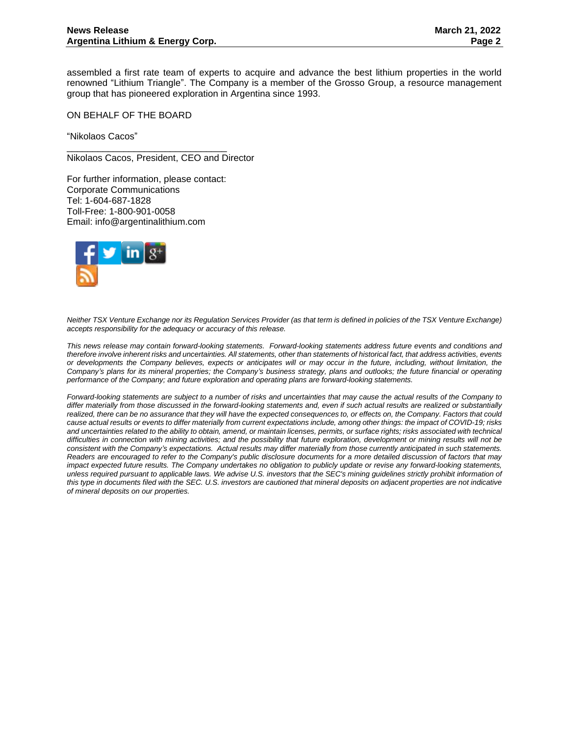assembled a first rate team of experts to acquire and advance the best lithium properties in the world renowned "Lithium Triangle". The Company is a member of the Grosso Group, a resource management group that has pioneered exploration in Argentina since 1993.

ON BEHALF OF THE BOARD

"Nikolaos Cacos"

______________________________

Nikolaos Cacos, President, CEO and Director

For further information, please contact:
Corporate Communications
Tel: 1-604-687-1828
Toll-Free: 1-800-901-0058
Email: info@argentinalithium.com

*Neither TSX Venture Exchange nor its Regulation Services Provider (as that term is defined in policies of the TSX Venture Exchange) accepts responsibility for the adequacy or accuracy of this release.*

*This news release may contain forward-looking statements. Forward-looking statements address future events and conditions and therefore involve inherent risks and uncertainties. All statements, other than statements of historical fact, that address activities, events or developments the Company believes, expects or anticipates will or may occur in the future, including, without limitation, the Company's plans for its mineral properties; the Company's business strategy, plans and outlooks; the future financial or operating performance of the Company; and future exploration and operating plans are forward-looking statements.*

*Forward-looking statements are subject to a number of risks and uncertainties that may cause the actual results of the Company to differ materially from those discussed in the forward-looking statements and, even if such actual results are realized or substantially realized, there can be no assurance that they will have the expected consequences to, or effects on, the Company. Factors that could cause actual results or events to differ materially from current expectations include, among other things: the impact of COVID-19; risks and uncertainties related to the ability to obtain, amend, or maintain licenses, permits, or surface rights; risks associated with technical difficulties in connection with mining activities; and the possibility that future exploration, development or mining results will not be consistent with the Company's expectations. Actual results may differ materially from those currently anticipated in such statements. Readers are encouraged to refer to the Company's public disclosure documents for a more detailed discussion of factors that may impact expected future results. The Company undertakes no obligation to publicly update or revise any forward-looking statements, unless required pursuant to applicable laws. We advise U.S. investors that the SEC's mining guidelines strictly prohibit information of this type in documents filed with the SEC. U.S. investors are cautioned that mineral deposits on adjacent properties are not indicative of mineral deposits on our properties.*